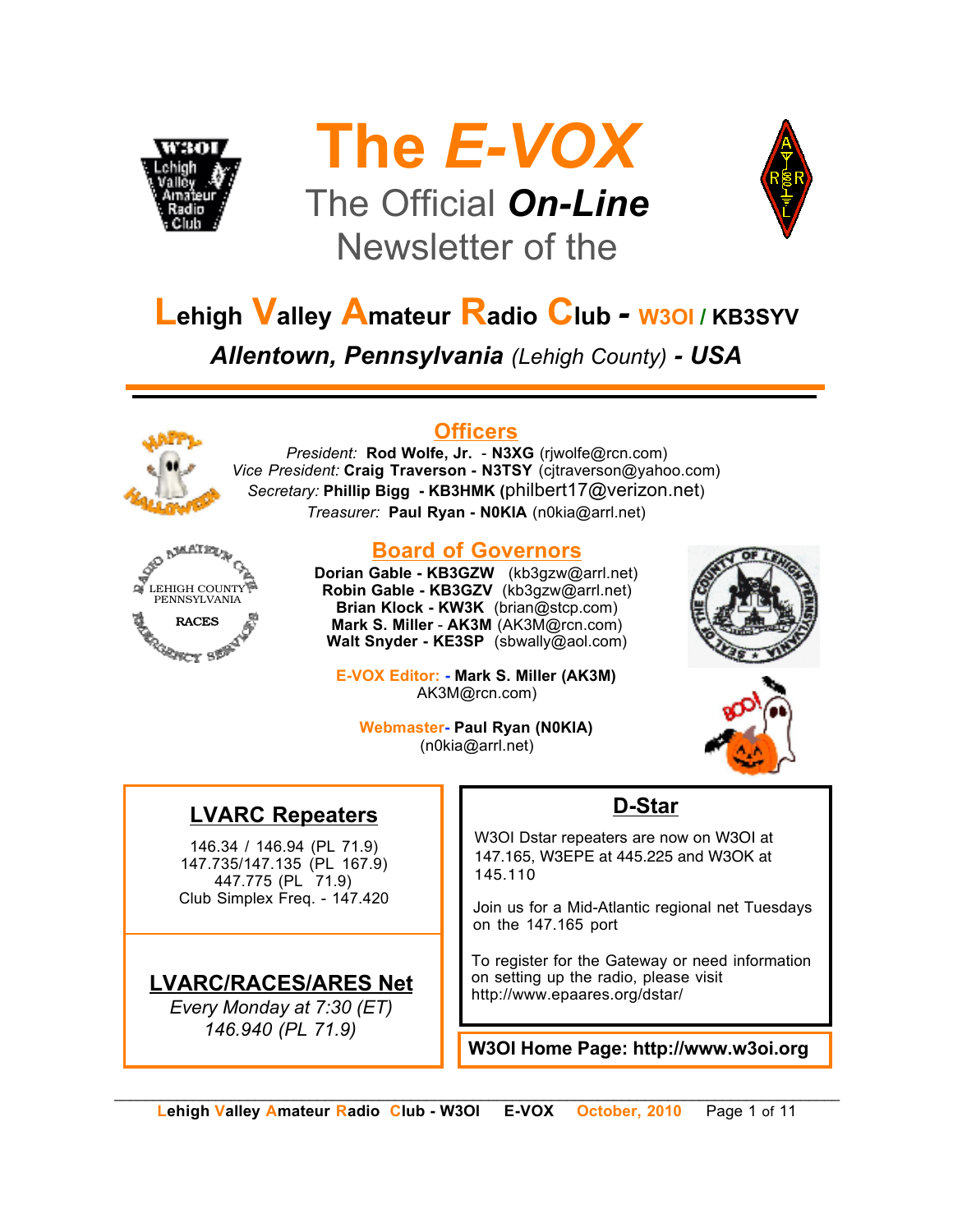# The *E-VOX*

## The Official ***On-Line*** Newsletter of the

## Lehigh Valley Amateur Radio Club - W3OI / KB3SYV

***Allentown, Pennsylvania** (Lehigh County) **- USA***

---

## Officers

*President:* **Rod Wolfe, Jr.** - **N3XG** (rjwolfe@rcn.com)
*Vice President:* **Craig Traverson - N3TSY** (cjtraverson@yahoo.com)
*Secretary:* **Phillip Bigg - KB3HMK** (philbert17@verizon.net)
*Treasurer:* **Paul Ryan - N0KIA** (n0kia@arrl.net)

## Board of Governors

**Dorian Gable - KB3GZW** (kb3gzw@arrl.net)
**Robin Gable - KB3GZV** (kb3gzw@arrl.net)
**Brian Klock - KW3K** (brian@stcp.com)
**Mark S. Miller** - **AK3M** (AK3M@rcn.com)
**Walt Snyder - KE3SP** (sbwally@aol.com)

**E-VOX Editor: - Mark S. Miller (AK3M)**
AK3M@rcn.com)

**Webmaster- Paul Ryan (N0KIA)**
(n0kia@arrl.net)

## LVARC Repeaters

146.34 / 146.94 (PL 71.9)
147.735/147.135 (PL 167.9)
447.775 (PL 71.9)
Club Simplex Freq. - 147.420

## LVARC/RACES/ARES Net

*Every Monday at 7:30 (ET)*
*146.940 (PL 71.9)*

## D-Star

W3OI Dstar repeaters are now on W3OI at 147.165, W3EPE at 445.225 and W3OK at 145.110

Join us for a Mid-Atlantic regional net Tuesdays on the 147.165 port

To register for the Gateway or need information on setting up the radio, please visit http://www.epaares.org/dstar/

**W3OI Home Page: http://www.w3oi.org**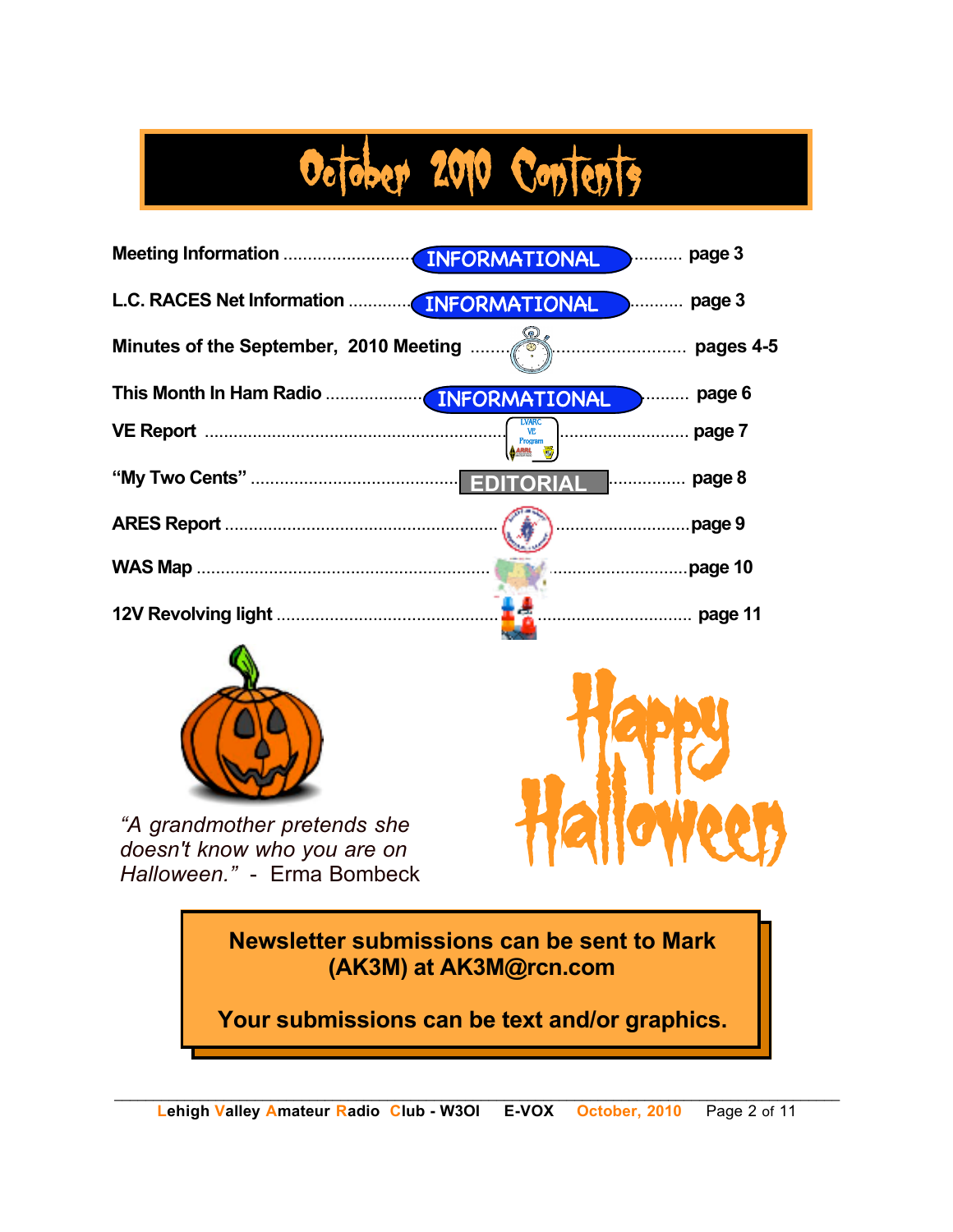# October 2010 Contents

| Section | Type | Page |
| --- | --- | --- |
| Meeting Information | INFORMATIONAL | page 3 |
| L.C. RACES Net Information | INFORMATIONAL | page 3 |
| Minutes of the September, 2010 Meeting | | pages 4-5 |
| This Month In Ham Radio | INFORMATIONAL | page 6 |
| VE Report | | page 7 |
| "My Two Cents" | EDITORIAL | page 8 |
| ARES Report | | page 9 |
| WAS Map | | page 10 |
| 12V Revolving light | | page 11 |

*"A grandmother pretends she doesn't know who you are on Halloween."* - Erma Bombeck

Happy Halloween

**Newsletter submissions can be sent to Mark (AK3M) at AK3M@rcn.com**

**Your submissions can be text and/or graphics.**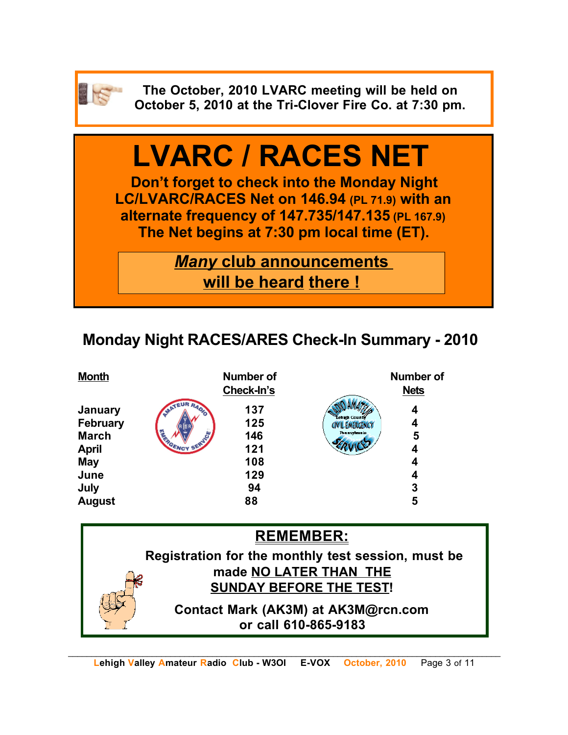**The October, 2010 LVARC meeting will be held on October 5, 2010 at the Tri-Clover Fire Co. at 7:30 pm.**

# LVARC / RACES NET

**Don't forget to check into the Monday Night LC/LVARC/RACES Net on 146.94 (PL 71.9) with an alternate frequency of 147.735/147.135 (PL 167.9) The Net begins at 7:30 pm local time (ET).**

***Many* club announcements will be heard there !**

## Monday Night RACES/ARES Check-In Summary - 2010

| Month | Number of Check-In's | Number of Nets |
|---|---|---|
| January | 137 | 4 |
| February | 125 | 4 |
| March | 146 | 5 |
| April | 121 | 4 |
| May | 108 | 4 |
| June | 129 | 4 |
| July | 94 | 3 |
| August | 88 | 5 |

**REMEMBER:**

**Registration for the monthly test session, must be made NO LATER THAN THE SUNDAY BEFORE THE TEST!**

**Contact Mark (AK3M) at AK3M@rcn.com or call 610-865-9183**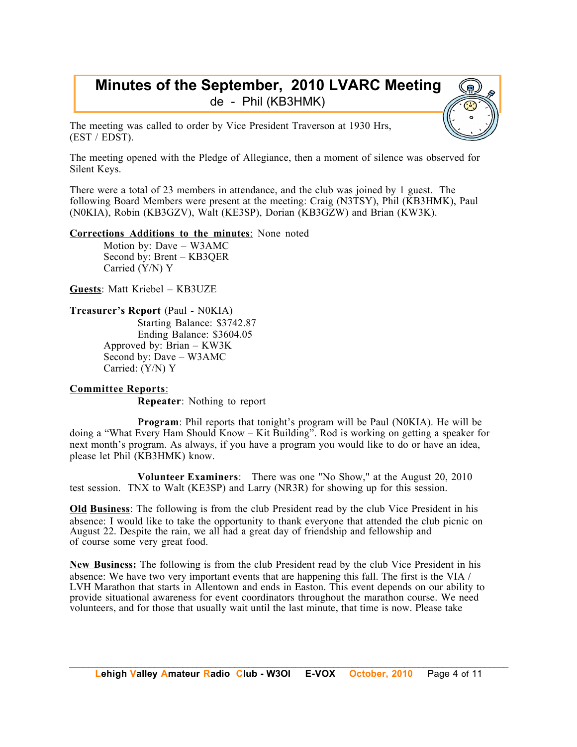# Minutes of the September, 2010 LVARC Meeting

de - Phil (KB3HMK)

The meeting was called to order by Vice President Traverson at 1930 Hrs, (EST / EDST).

The meeting opened with the Pledge of Allegiance, then a moment of silence was observed for Silent Keys.

There were a total of 23 members in attendance, and the club was joined by 1 guest. The following Board Members were present at the meeting: Craig (N3TSY), Phil (KB3HMK), Paul (N0KIA), Robin (KB3GZV), Walt (KE3SP), Dorian (KB3GZW) and Brian (KW3K).

**Corrections Additions to the minutes**: None noted

Motion by: Dave – W3AMC
Second by: Brent – KB3QER
Carried (Y/N) Y

**Guests**: Matt Kriebel – KB3UZE

**Treasurer's Report** (Paul - N0KIA)

Starting Balance: $3742.87
Ending Balance: $3604.05
Approved by: Brian – KW3K
Second by: Dave – W3AMC
Carried: (Y/N) Y

**Committee Reports**:

**Repeater**: Nothing to report

**Program**: Phil reports that tonight's program will be Paul (N0KIA). He will be doing a "What Every Ham Should Know – Kit Building". Rod is working on getting a speaker for next month's program. As always, if you have a program you would like to do or have an idea, please let Phil (KB3HMK) know.

**Volunteer Examiners**: There was one "No Show," at the August 20, 2010 test session. TNX to Walt (KE3SP) and Larry (NR3R) for showing up for this session.

**Old Business**: The following is from the club President read by the club Vice President in his absence: I would like to take the opportunity to thank everyone that attended the club picnic on August 22. Despite the rain, we all had a great day of friendship and fellowship and of course some very great food.

**New Business:** The following is from the club President read by the club Vice President in his absence: We have two very important events that are happening this fall. The first is the VIA / LVH Marathon that starts in Allentown and ends in Easton. This event depends on our ability to provide situational awareness for event coordinators throughout the marathon course. We need volunteers, and for those that usually wait until the last minute, that time is now. Please take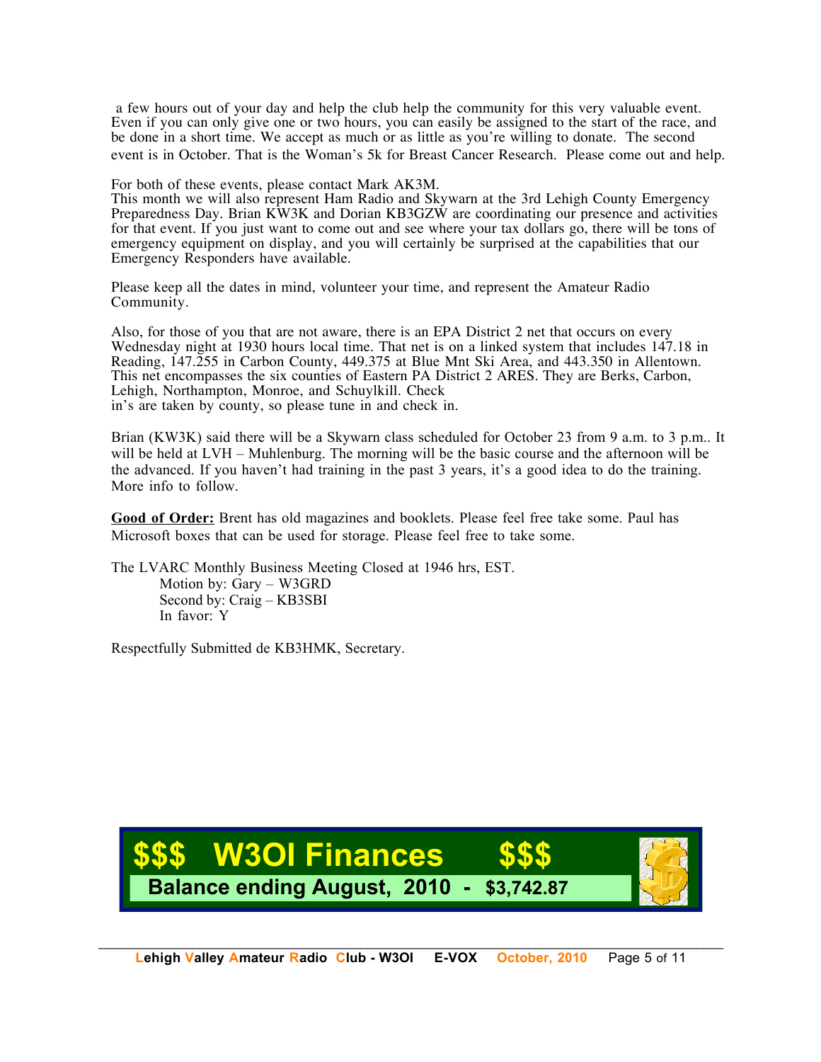a few hours out of your day and help the club help the community for this very valuable event. Even if you can only give one or two hours, you can easily be assigned to the start of the race, and be done in a short time. We accept as much or as little as you're willing to donate. The second event is in October. That is the Woman's 5k for Breast Cancer Research. Please come out and help.

For both of these events, please contact Mark AK3M.
This month we will also represent Ham Radio and Skywarn at the 3rd Lehigh County Emergency Preparedness Day. Brian KW3K and Dorian KB3GZW are coordinating our presence and activities for that event. If you just want to come out and see where your tax dollars go, there will be tons of emergency equipment on display, and you will certainly be surprised at the capabilities that our Emergency Responders have available.

Please keep all the dates in mind, volunteer your time, and represent the Amateur Radio Community.

Also, for those of you that are not aware, there is an EPA District 2 net that occurs on every Wednesday night at 1930 hours local time. That net is on a linked system that includes 147.18 in Reading, 147.255 in Carbon County, 449.375 at Blue Mnt Ski Area, and 443.350 in Allentown. This net encompasses the six counties of Eastern PA District 2 ARES. They are Berks, Carbon, Lehigh, Northampton, Monroe, and Schuylkill. Check in's are taken by county, so please tune in and check in.

Brian (KW3K) said there will be a Skywarn class scheduled for October 23 from 9 a.m. to 3 p.m.. It will be held at LVH – Muhlenburg. The morning will be the basic course and the afternoon will be the advanced. If you haven't had training in the past 3 years, it's a good idea to do the training. More info to follow.

**Good of Order:** Brent has old magazines and booklets. Please feel free take some. Paul has Microsoft boxes that can be used for storage. Please feel free to take some.

The LVARC Monthly Business Meeting Closed at 1946 hrs, EST.
Motion by: Gary – W3GRD
Second by: Craig – KB3SBI
In favor: Y

Respectfully Submitted de KB3HMK, Secretary.

## $$$ W3OI Finances $$$

**Balance ending August, 2010 - $3,742.87**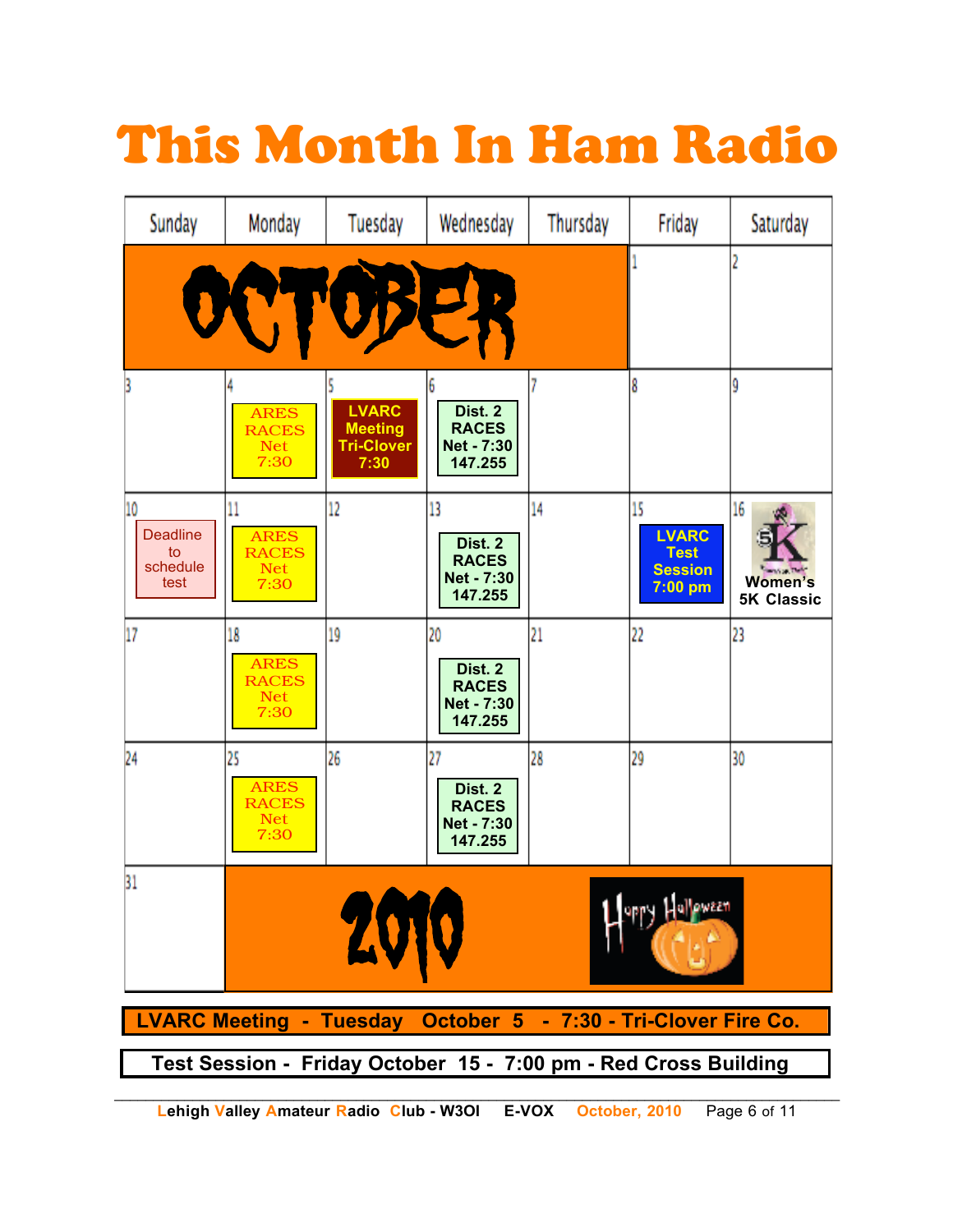# This Month In Ham Radio

| Sunday | Monday | Tuesday | Wednesday | Thursday | Friday | Saturday |
|---|---|---|---|---|---|---|
| OCTOBER | | | | | 1 | 2 |
| 3 | 4 ARES RACES Net 7:30 | 5 LVARC Meeting Tri-Clover 7:30 | 6 Dist. 2 RACES Net - 7:30 147.255 | 7 | 8 | 9 |
| 10 Deadline to schedule test | 11 ARES RACES Net 7:30 | 12 | 13 Dist. 2 RACES Net - 7:30 147.255 | 14 | 15 LVARC Test Session 7:00 pm | 16 Women's 5K Classic |
| 17 | 18 ARES RACES Net 7:30 | 19 | 20 Dist. 2 RACES Net - 7:30 147.255 | 21 | 22 | 23 |
| 24 | 25 ARES RACES Net 7:30 | 26 | 27 Dist. 2 RACES Net - 7:30 147.255 | 28 | 29 | 30 |
| 31 | 2010 | | | Happy Halloween | | |

**LVARC Meeting - Tuesday October 5 - 7:30 - Tri-Clover Fire Co.**

**Test Session - Friday October 15 - 7:00 pm - Red Cross Building**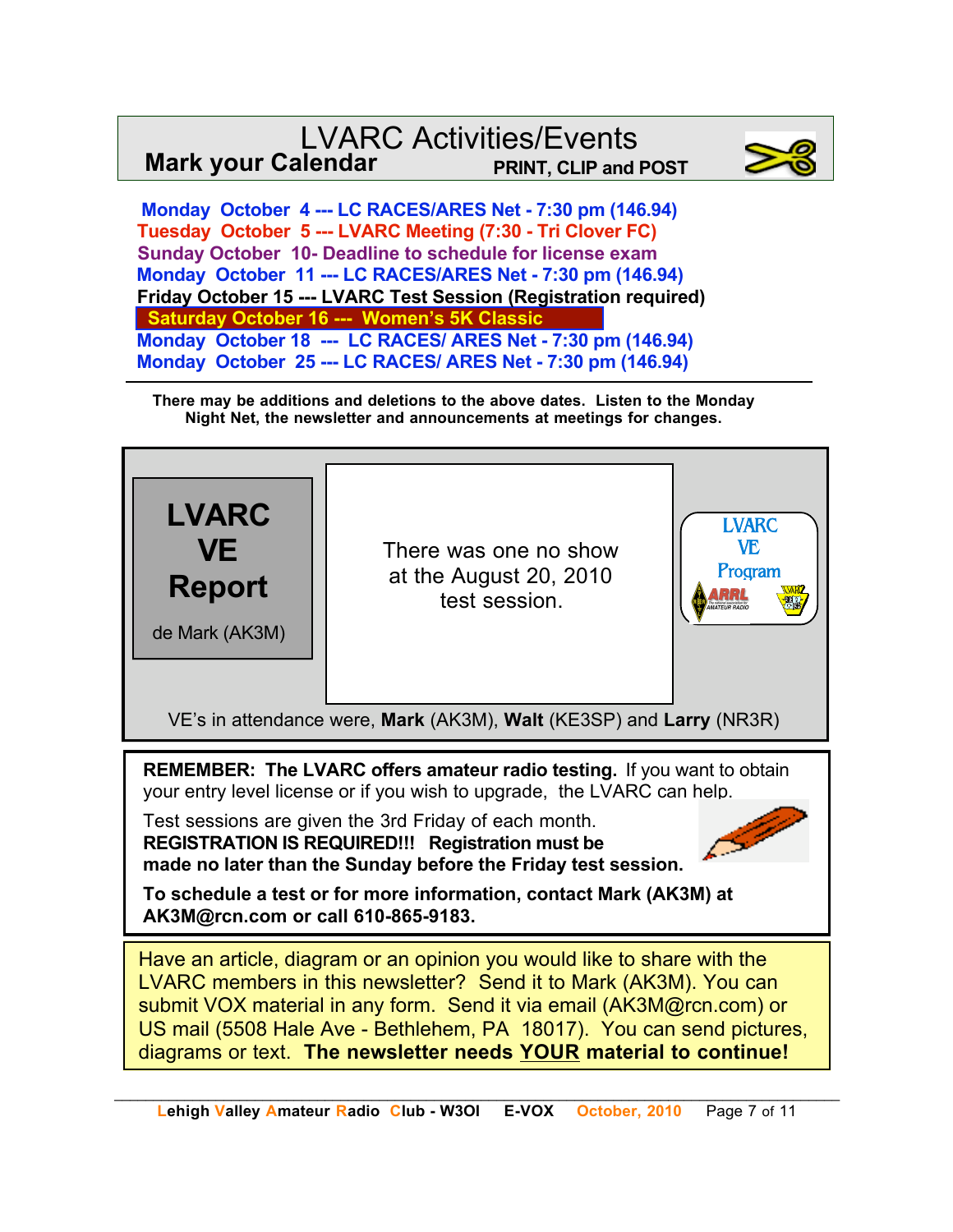# LVARC Activities/Events

**Mark your Calendar** **PRINT, CLIP and POST**

**Monday October 4 --- LC RACES/ARES Net - 7:30 pm (146.94)**
**Tuesday October 5 --- LVARC Meeting (7:30 - Tri Clover FC)**
**Sunday October 10- Deadline to schedule for license exam**
**Monday October 11 --- LC RACES/ARES Net - 7:30 pm (146.94)**
**Friday October 15 --- LVARC Test Session (Registration required)**
**Saturday October 16 --- Women's 5K Classic**
**Monday October 18 --- LC RACES/ ARES Net - 7:30 pm (146.94)**
**Monday October 25 --- LC RACES/ ARES Net - 7:30 pm (146.94)**

**There may be additions and deletions to the above dates. Listen to the Monday Night Net, the newsletter and announcements at meetings for changes.**

## LVARC VE Report

de Mark (AK3M)

There was one no show at the August 20, 2010 test session.

LVARC VE Program

VE's in attendance were, **Mark** (AK3M), **Walt** (KE3SP) and **Larry** (NR3R)

**REMEMBER: The LVARC offers amateur radio testing.** If you want to obtain your entry level license or if you wish to upgrade, the LVARC can help.

Test sessions are given the 3rd Friday of each month.
**REGISTRATION IS REQUIRED!!! Registration must be made no later than the Sunday before the Friday test session.**

**To schedule a test or for more information, contact Mark (AK3M) at AK3M@rcn.com or call 610-865-9183.**

Have an article, diagram or an opinion you would like to share with the LVARC members in this newsletter? Send it to Mark (AK3M). You can submit VOX material in any form. Send it via email (AK3M@rcn.com) or US mail (5508 Hale Ave - Bethlehem, PA 18017). You can send pictures, diagrams or text. **The newsletter needs YOUR material to continue!**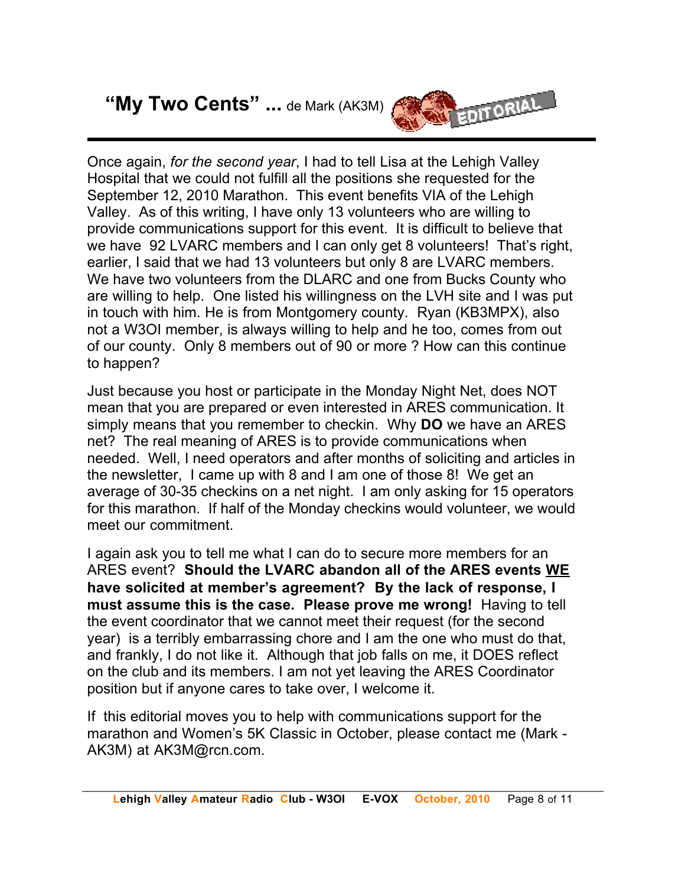## “My Two Cents” ... de Mark (AK3M)

Once again, *for the second year*, I had to tell Lisa at the Lehigh Valley Hospital that we could not fulfill all the positions she requested for the September 12, 2010 Marathon. This event benefits VIA of the Lehigh Valley. As of this writing, I have only 13 volunteers who are willing to provide communications support for this event. It is difficult to believe that we have 92 LVARC members and I can only get 8 volunteers! That’s right, earlier, I said that we had 13 volunteers but only 8 are LVARC members. We have two volunteers from the DLARC and one from Bucks County who are willing to help. One listed his willingness on the LVH site and I was put in touch with him. He is from Montgomery county. Ryan (KB3MPX), also not a W3OI member, is always willing to help and he too, comes from out of our county. Only 8 members out of 90 or more ? How can this continue to happen?

Just because you host or participate in the Monday Night Net, does NOT mean that you are prepared or even interested in ARES communication. It simply means that you remember to checkin. Why **DO** we have an ARES net? The real meaning of ARES is to provide communications when needed. Well, I need operators and after months of soliciting and articles in the newsletter, I came up with 8 and I am one of those 8! We get an average of 30-35 checkins on a net night. I am only asking for 15 operators for this marathon. If half of the Monday checkins would volunteer, we would meet our commitment.

I again ask you to tell me what I can do to secure more members for an ARES event? **Should the LVARC abandon all of the ARES events <u>WE</u> have solicited at member’s agreement? By the lack of response, I must assume this is the case. Please prove me wrong!** Having to tell the event coordinator that we cannot meet their request (for the second year) is a terribly embarrassing chore and I am the one who must do that, and frankly, I do not like it. Although that job falls on me, it DOES reflect on the club and its members. I am not yet leaving the ARES Coordinator position but if anyone cares to take over, I welcome it.

If this editorial moves you to help with communications support for the marathon and Women’s 5K Classic in October, please contact me (Mark - AK3M) at AK3M@rcn.com.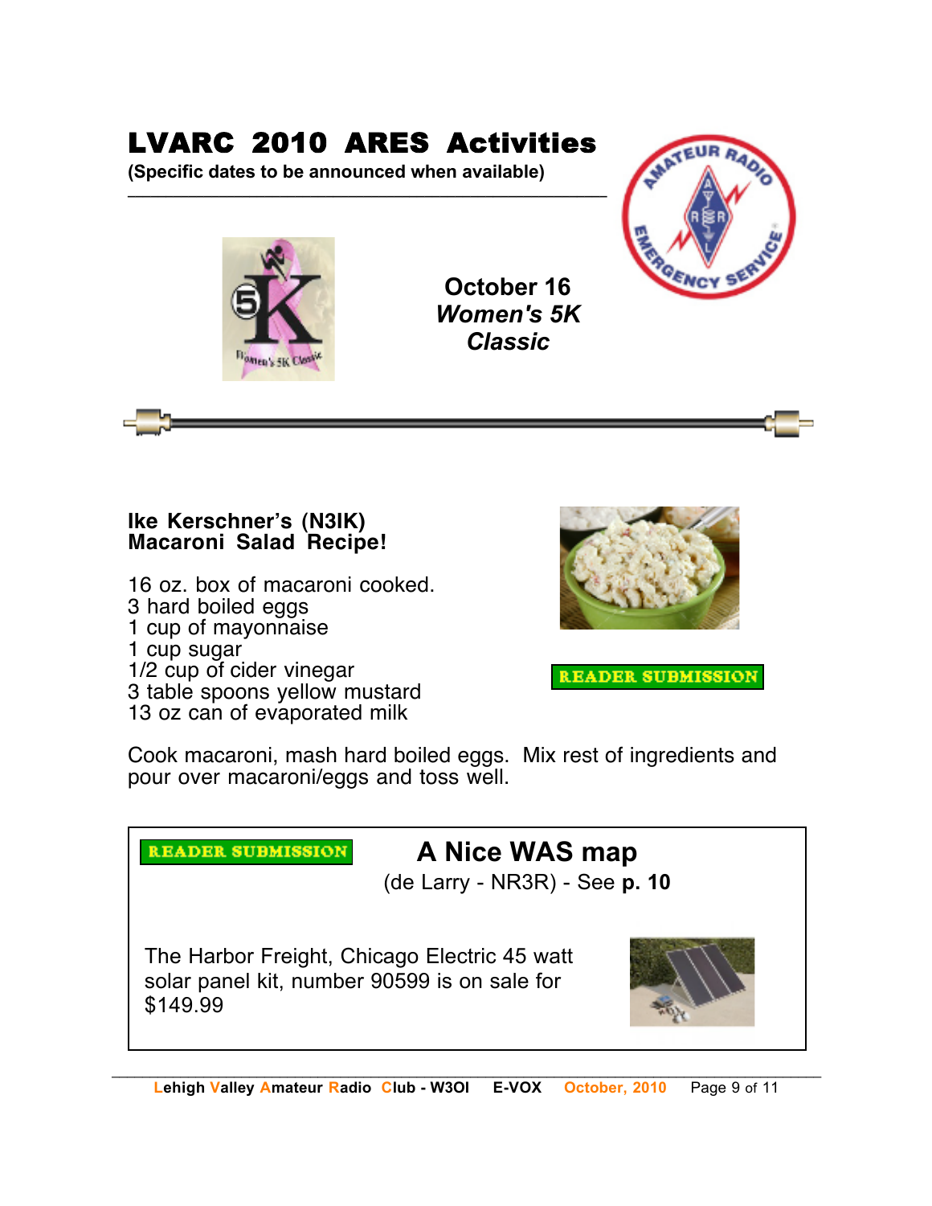# LVARC 2010 ARES Activities

**(Specific dates to be announced when available)**

**October 16**
***Women's 5K Classic***

---

**Ike Kerschner's (N3IK)**
**Macaroni Salad Recipe!**

16 oz. box of macaroni cooked.
3 hard boiled eggs
1 cup of mayonnaise
1 cup sugar
1/2 cup of cider vinegar
3 table spoons yellow mustard
13 oz can of evaporated milk

READER SUBMISSION

Cook macaroni, mash hard boiled eggs. Mix rest of ingredients and pour over macaroni/eggs and toss well.

---

READER SUBMISSION

## A Nice WAS map

(de Larry - NR3R) - See **p. 10**

The Harbor Freight, Chicago Electric 45 watt solar panel kit, number 90599 is on sale for $149.99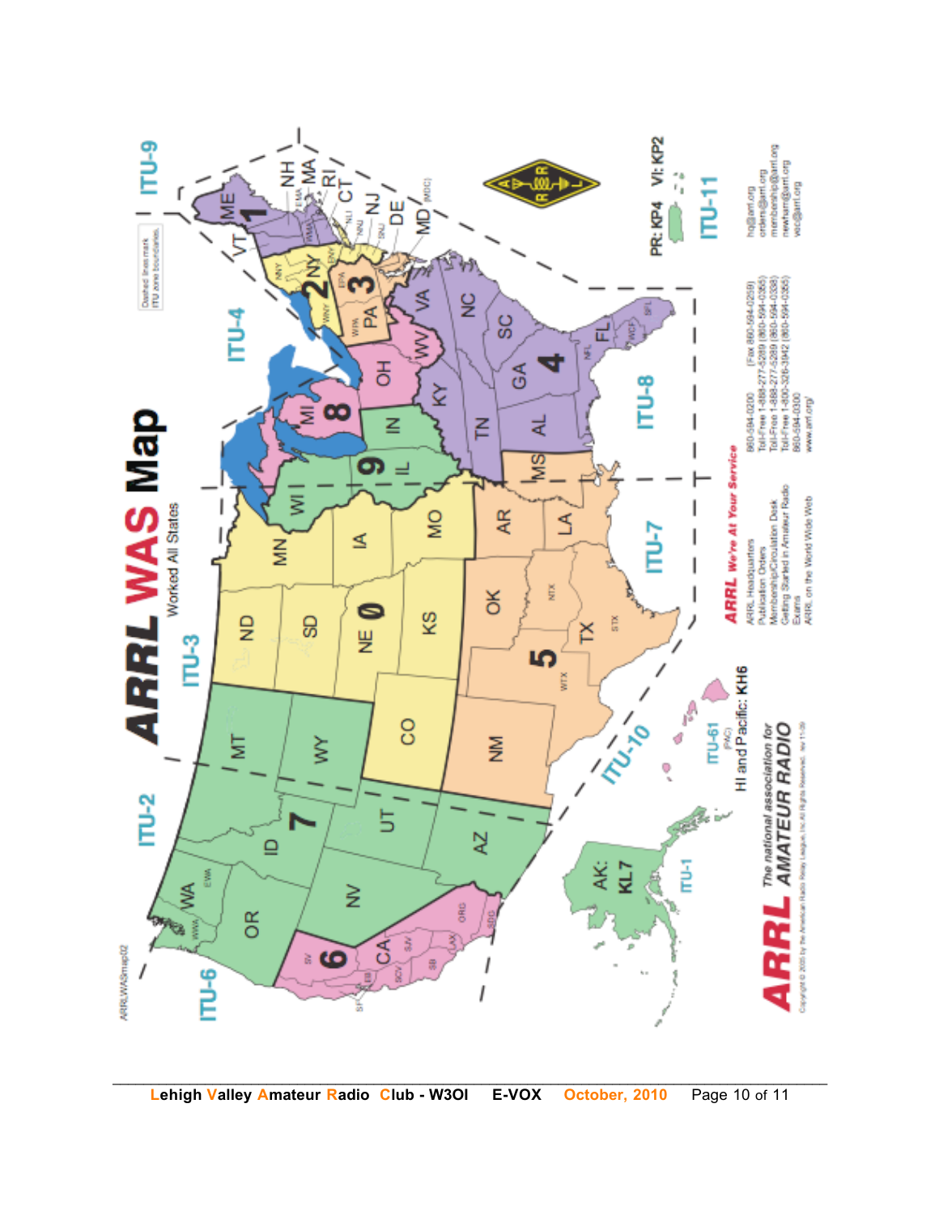# ARRL WAS Map

Worked All States

Dashed lines mark ITU zone boundaries.

ITU-2 ITU-3 ITU-4 ITU-6 ITU-7 ITU-8 ITU-9 ITU-10 ITU-11 ITU-1 ITU-61 (PAC)

PR: KP4 VI: KP2

HI and Pacific: KH6

AK: KL7

**ARRL We're At Your Service**

| | | |
|---|---|---|
| ARRL Headquarters | 860-594-0200 | (Fax 860-594-0259) hq@arrl.org |
| Publication Orders | Toll-Free 1-888-277-5289 (860-594-0355) | orders@arrl.org |
| Membership/Circulation Desk | Toll-Free 1-888-277-5289 (860-594-0338) | membership@arrl.org |
| Getting Started in Amateur Radio | Toll-Free 1-800-326-3942 (860-594-0355) | newham@arrl.org |
| Exams | 860-594-0300 | vec@arrl.org |
| ARRL on the World Wide Web | www.arrl.org/ | |

**ARRL** *The national association for* ***AMATEUR RADIO***

Copyright © 2000 by the American Radio Relay League, Inc. All Rights Reserved.

ARRLWASmap02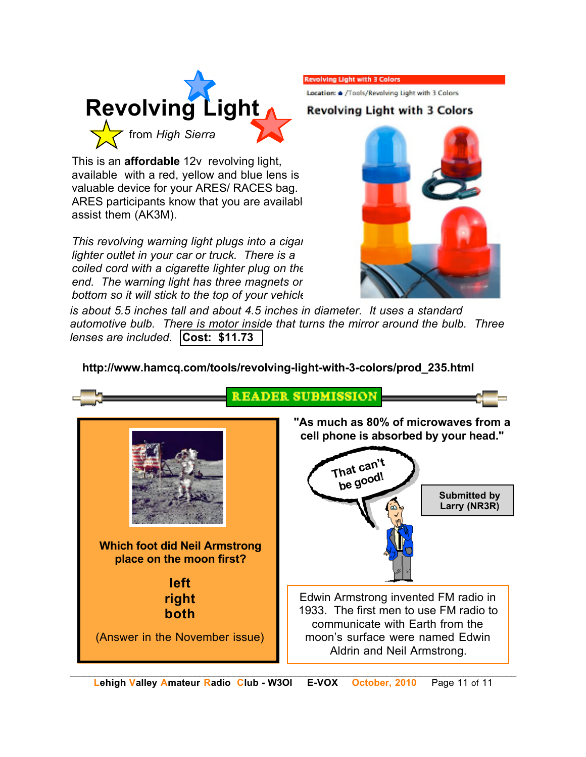# Revolving Light

from *High Sierra*

This is an **affordable** 12v revolving light, available with a red, yellow and blue lens is valuable device for your ARES/ RACES bag. ARES participants know that you are availabl assist them (AK3M).

*This revolving warning light plugs into a cigar lighter outlet in your car or truck. There is a coiled cord with a cigarette lighter plug on the end. The warning light has three magnets or bottom so it will stick to the top of your vehicle is about 5.5 inches tall and about 4.5 inches in diameter. It uses a standard automotive bulb. There is motor inside that turns the mirror around the bulb. Three lenses are included.* **Cost: $11.73**

Revolving Light with 3 Colors

Location: /Tools/Revolving Light with 3 Colors

## Revolving Light with 3 Colors

**http://www.hamcq.com/tools/revolving-light-with-3-colors/prod_235.html**

## READER SUBMISSION

**Which foot did Neil Armstrong place on the moon first?**

**left**
**right**
**both**

(Answer in the November issue)

**"As much as 80% of microwaves from a cell phone is absorbed by your head."**

That can't be good!

**Submitted by Larry (NR3R)**

Edwin Armstrong invented FM radio in 1933. The first men to use FM radio to communicate with Earth from the moon's surface were named Edwin Aldrin and Neil Armstrong.